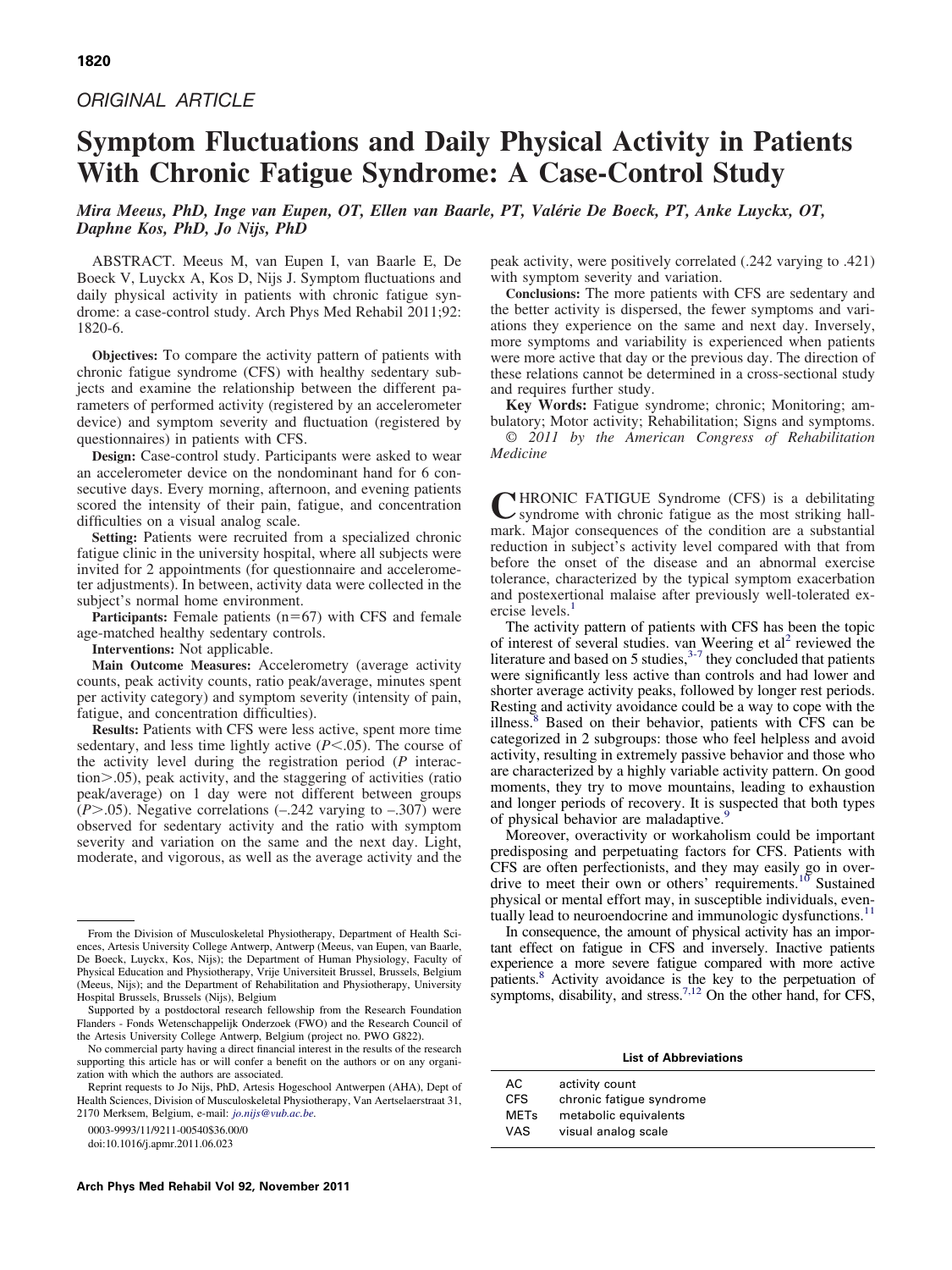ORIGINAL ARTICLE

# Symptom Fluctuations and Daily Physical Activity in Patients With Chronic Fatigue Syndrome: A Case-Control Study

*Mira Meeus, PhD, Inge van Eupen, OT, Ellen van Baarle, PT, Valérie De Boeck, PT, Anke Luyckx, OT, Daphne Kos, PhD, Jo Nijs, PhD*

ABSTRACT. Meeus M, van Eupen I, van Baarle E, De Boeck V, Luyckx A, Kos D, Nijs J. Symptom fluctuations and daily physical activity in patients with chronic fatigue syndrome: a case-control study. Arch Phys Med Rehabil 2011;92:1820-6.

**Objectives:** To compare the activity pattern of patients with chronic fatigue syndrome (CFS) with healthy sedentary subjects and examine the relationship between the different parameters of performed activity (registered by an accelerometer device) and symptom severity and fluctuation (registered by questionnaires) in patients with CFS.

**Design:** Case-control study. Participants were asked to wear an accelerometer device on the nondominant hand for 6 consecutive days. Every morning, afternoon, and evening patients scored the intensity of their pain, fatigue, and concentration difficulties on a visual analog scale.

**Setting:** Patients were recruited from a specialized chronic fatigue clinic in the university hospital, where all subjects were invited for 2 appointments (for questionnaire and accelerometer adjustments). In between, activity data were collected in the subject's normal home environment.

**Participants:** Female patients ($n=67$) with CFS and female age-matched healthy sedentary controls.

**Interventions:** Not applicable.

**Main Outcome Measures:** Accelerometry (average activity counts, peak activity counts, ratio peak/average, minutes spent per activity category) and symptom severity (intensity of pain, fatigue, and concentration difficulties).

**Results:** Patients with CFS were less active, spent more time sedentary, and less time lightly active ($P<.05$). The course of the activity level during the registration period ($P$ interaction$>.05$), peak activity, and the staggering of activities (ratio peak/average) on 1 day were not different between groups ($P>.05$). Negative correlations (–.242 varying to –.307) were observed for sedentary activity and the ratio with symptom severity and variation on the same and the next day. Light, moderate, and vigorous, as well as the average activity and the peak activity, were positively correlated (.242 varying to .421) with symptom severity and variation.

**Conclusions:** The more patients with CFS are sedentary and the better activity is dispersed, the fewer symptoms and variations they experience on the same and next day. Inversely, more symptoms and variability is experienced when patients were more active that day or the previous day. The direction of these relations cannot be determined in a cross-sectional study and requires further study.

**Key Words:** Fatigue syndrome; chronic; Monitoring; ambulatory; Motor activity; Rehabilitation; Signs and symptoms.

*© 2011 by the American Congress of Rehabilitation Medicine*

CHRONIC FATIGUE Syndrome (CFS) is a debilitating syndrome with chronic fatigue as the most striking hallmark. Major consequences of the condition are a substantial reduction in subject's activity level compared with that from before the onset of the disease and an abnormal exercise tolerance, characterized by the typical symptom exacerbation and postexertional malaise after previously well-tolerated exercise levels.[1]

The activity pattern of patients with CFS has been the topic of interest of several studies. van Weering et al[2] reviewed the literature and based on 5 studies,[3-7] they concluded that patients were significantly less active than controls and had lower and shorter average activity peaks, followed by longer rest periods. Resting and activity avoidance could be a way to cope with the illness.[8] Based on their behavior, patients with CFS can be categorized in 2 subgroups: those who feel helpless and avoid activity, resulting in extremely passive behavior and those who are characterized by a highly variable activity pattern. On good moments, they try to move mountains, leading to exhaustion and longer periods of recovery. It is suspected that both types of physical behavior are maladaptive.[9]

Moreover, overactivity or workaholism could be important predisposing and perpetuating factors for CFS. Patients with CFS are often perfectionists, and they may easily go in overdrive to meet their own or others' requirements.[10] Sustained physical or mental effort may, in susceptible individuals, eventually lead to neuroendocrine and immunologic dysfunctions.[11]

In consequence, the amount of physical activity has an important effect on fatigue in CFS and inversely. Inactive patients experience a more severe fatigue compared with more active patients.[8] Activity avoidance is the key to the perpetuation of symptoms, disability, and stress.[7,12] On the other hand, for CFS,

**List of Abbreviations**

| | |
|---|---|
| AC | activity count |
| CFS | chronic fatigue syndrome |
| METs | metabolic equivalents |
| VAS | visual analog scale |

From the Division of Musculoskeletal Physiotherapy, Department of Health Sciences, Artesis University College Antwerp, Antwerp (Meeus, van Eupen, van Baarle, De Boeck, Luyckx, Kos, Nijs); the Department of Human Physiology, Faculty of Physical Education and Physiotherapy, Vrije Universiteit Brussel, Brussels, Belgium (Meeus, Nijs); and the Department of Rehabilitation and Physiotherapy, University Hospital Brussels, Brussels (Nijs), Belgium

Supported by a postdoctoral research fellowship from the Research Foundation Flanders - Fonds Wetenschappelijk Onderzoek (FWO) and the Research Council of the Artesis University College Antwerp, Belgium (project no. PWO G822).

No commercial party having a direct financial interest in the results of the research supporting this article has or will confer a benefit on the authors or on any organization with which the authors are associated.

Reprint requests to Jo Nijs, PhD, Artesis Hogeschool Antwerpen (AHA), Dept of Health Sciences, Division of Musculoskeletal Physiotherapy, Van Aertselaerstraat 31, 2170 Merksem, Belgium, e-mail: jo.nijs@vub.ac.be.

0003-9993/11/9211-00540$36.00/0
doi:10.1016/j.apmr.2011.06.023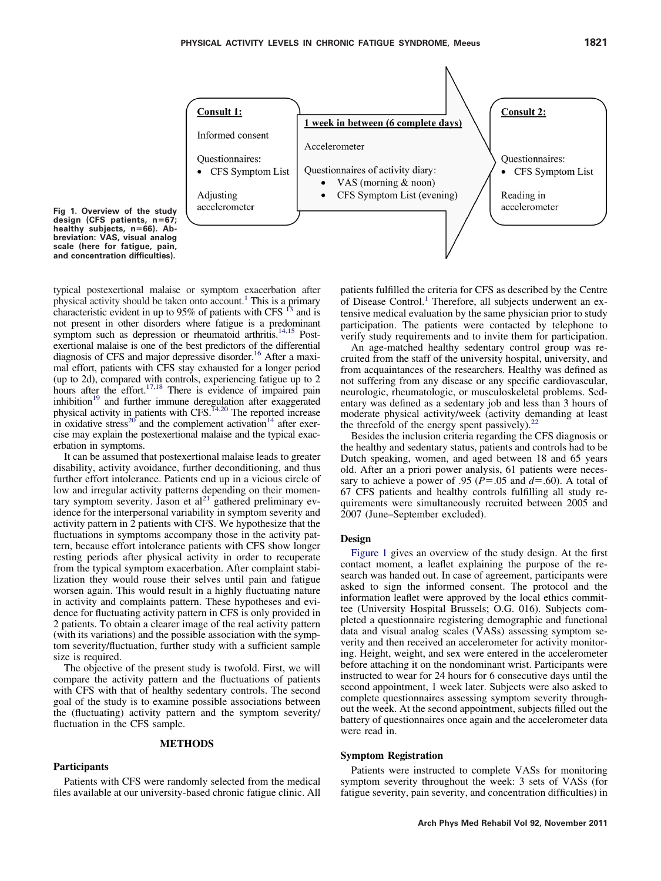**Consult 1:**

Informed consent

Questionnaires:
- CFS Symptom List

Adjusting accelerometer

**1 week in between (6 complete days)**

Accelerometer

Questionnaires of activity diary:
- VAS (morning & noon)
- CFS Symptom List (evening)

**Consult 2:**

Questionnaires:
- CFS Symptom List

Reading in accelerometer

**Fig 1. Overview of the study design (CFS patients, n=67; healthy subjects, n=66). Abbreviation: VAS, visual analog scale (here for fatigue, pain, and concentration difficulties).**

typical postexertional malaise or symptom exacerbation after physical activity should be taken onto account.[1] This is a primary characteristic evident in up to 95% of patients with CFS [13] and is not present in other disorders where fatigue is a predominant symptom such as depression or rheumatoid arthritis.[14,15] Postexertional malaise is one of the best predictors of the differential diagnosis of CFS and major depressive disorder.[16] After a maximal effort, patients with CFS stay exhausted for a longer period (up to 2d), compared with controls, experiencing fatigue up to 2 hours after the effort.[17,18] There is evidence of impaired pain inhibition[19] and further immune deregulation after exaggerated physical activity in patients with CFS.[14,20] The reported increase in oxidative stress[20] and the complement activation[14] after exercise may explain the postexertional malaise and the typical exacerbation in symptoms.

It can be assumed that postexertional malaise leads to greater disability, activity avoidance, further deconditioning, and thus further effort intolerance. Patients end up in a vicious circle of low and irregular activity patterns depending on their momentary symptom severity. Jason et al[21] gathered preliminary evidence for the interpersonal variability in symptom severity and activity pattern in 2 patients with CFS. We hypothesize that the fluctuations in symptoms accompany those in the activity pattern, because effort intolerance patients with CFS show longer resting periods after physical activity in order to recuperate from the typical symptom exacerbation. After complaint stabilization they would rouse their selves until pain and fatigue worsen again. This would result in a highly fluctuating nature in activity and complaints pattern. These hypotheses and evidence for fluctuating activity pattern in CFS is only provided in 2 patients. To obtain a clearer image of the real activity pattern (with its variations) and the possible association with the symptom severity/fluctuation, further study with a sufficient sample size is required.

The objective of the present study is twofold. First, we will compare the activity pattern and the fluctuations of patients with CFS with that of healthy sedentary controls. The second goal of the study is to examine possible associations between the (fluctuating) activity pattern and the symptom severity/fluctuation in the CFS sample.

## METHODS

### Participants

Patients with CFS were randomly selected from the medical files available at our university-based chronic fatigue clinic. All patients fulfilled the criteria for CFS as described by the Centre of Disease Control.[1] Therefore, all subjects underwent an extensive medical evaluation by the same physician prior to study participation. The patients were contacted by telephone to verify study requirements and to invite them for participation.

An age-matched healthy sedentary control group was recruited from the staff of the university hospital, university, and from acquaintances of the researchers. Healthy was defined as not suffering from any disease or any specific cardiovascular, neurologic, rheumatologic, or musculoskeletal problems. Sedentary was defined as a sedentary job and less than 3 hours of moderate physical activity/week (activity demanding at least the threefold of the energy spent passively).[22]

Besides the inclusion criteria regarding the CFS diagnosis or the healthy and sedentary status, patients and controls had to be Dutch speaking, women, and aged between 18 and 65 years old. After an a priori power analysis, 61 patients were necessary to achieve a power of .95 ($P=.05$ and $d=.60$). A total of 67 CFS patients and healthy controls fulfilling all study requirements were simultaneously recruited between 2005 and 2007 (June–September excluded).

### Design

Figure 1 gives an overview of the study design. At the first contact moment, a leaflet explaining the purpose of the research was handed out. In case of agreement, participants were asked to sign the informed consent. The protocol and the information leaflet were approved by the local ethics committee (University Hospital Brussels; O.G. 016). Subjects completed a questionnaire registering demographic and functional data and visual analog scales (VASs) assessing symptom severity and then received an accelerometer for activity monitoring. Height, weight, and sex were entered in the accelerometer before attaching it on the nondominant wrist. Participants were instructed to wear for 24 hours for 6 consecutive days until the second appointment, 1 week later. Subjects were also asked to complete questionnaires assessing symptom severity throughout the week. At the second appointment, subjects filled out the battery of questionnaires once again and the accelerometer data were read in.

### Symptom Registration

Patients were instructed to complete VASs for monitoring symptom severity throughout the week: 3 sets of VASs (for fatigue severity, pain severity, and concentration difficulties) in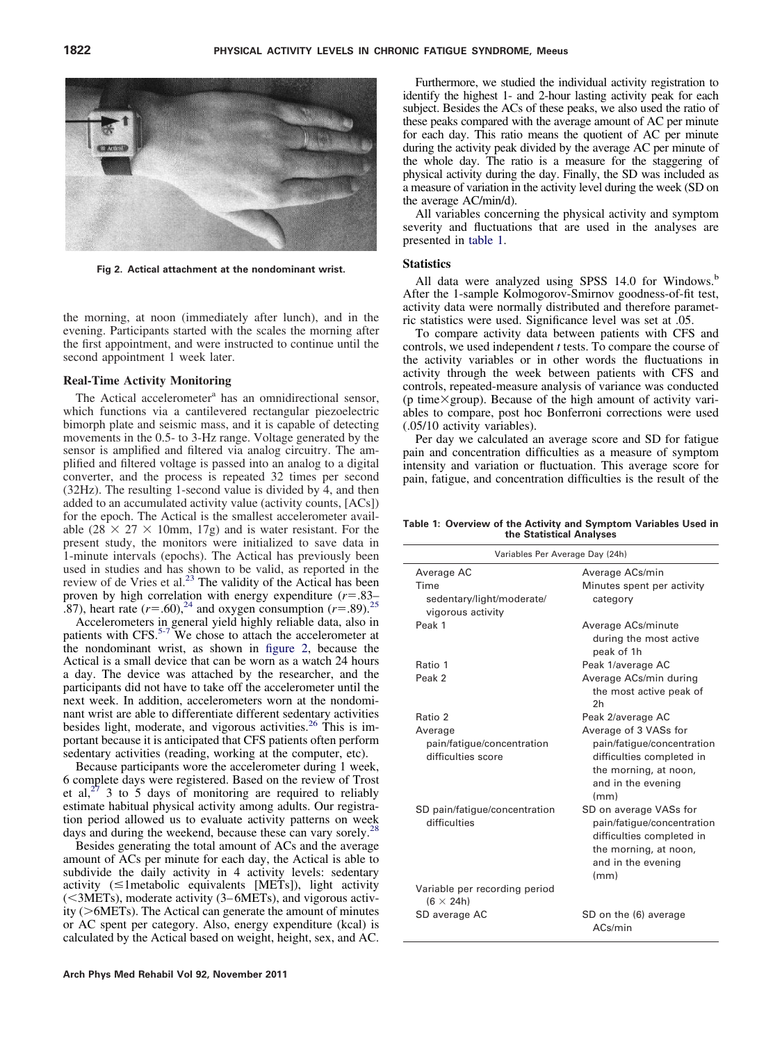Fig 2. Actical attachment at the nondominant wrist.

the morning, at noon (immediately after lunch), and in the evening. Participants started with the scales the morning after the first appointment, and were instructed to continue until the second appointment 1 week later.

### Real-Time Activity Monitoring

The Actical accelerometer[a] has an omnidirectional sensor, which functions via a cantilevered rectangular piezoelectric bimorph plate and seismic mass, and it is capable of detecting movements in the 0.5- to 3-Hz range. Voltage generated by the sensor is amplified and filtered via analog circuitry. The amplified and filtered voltage is passed into an analog to a digital converter, and the process is repeated 32 times per second (32Hz). The resulting 1-second value is divided by 4, and then added to an accumulated activity value (activity counts, [ACs]) for the epoch. The Actical is the smallest accelerometer available ($28 \times 27 \times 10$mm, 17g) and is water resistant. For the present study, the monitors were initialized to save data in 1-minute intervals (epochs). The Actical has previously been used in studies and has shown to be valid, as reported in the review of de Vries et al.[23] The validity of the Actical has been proven by high correlation with energy expenditure ($r$=.83–.87), heart rate ($r$=.60),[24] and oxygen consumption ($r$=.89).[25]

Accelerometers in general yield highly reliable data, also in patients with CFS.[5-7] We chose to attach the accelerometer at the nondominant wrist, as shown in figure 2, because the Actical is a small device that can be worn as a watch 24 hours a day. The device was attached by the researcher, and the participants did not have to take off the accelerometer until the next week. In addition, accelerometers worn at the nondominant wrist are able to differentiate different sedentary activities besides light, moderate, and vigorous activities.[26] This is important because it is anticipated that CFS patients often perform sedentary activities (reading, working at the computer, etc).

Because participants wore the accelerometer during 1 week, 6 complete days were registered. Based on the review of Trost et al,[27] 3 to 5 days of monitoring are required to reliably estimate habitual physical activity among adults. Our registration period allowed us to evaluate activity patterns on week days and during the weekend, because these can vary sorely.[28]

Besides generating the total amount of ACs and the average amount of ACs per minute for each day, the Actical is able to subdivide the daily activity in 4 activity levels: sedentary activity (≤1metabolic equivalents [METs]), light activity (<3METs), moderate activity (3–6METs), and vigorous activity (>6METs). The Actical can generate the amount of minutes or AC spent per category. Also, energy expenditure (kcal) is calculated by the Actical based on weight, height, sex, and AC.

Furthermore, we studied the individual activity registration to identify the highest 1- and 2-hour lasting activity peak for each subject. Besides the ACs of these peaks, we also used the ratio of these peaks compared with the average amount of AC per minute for each day. This ratio means the quotient of AC per minute during the activity peak divided by the average AC per minute of the whole day. The ratio is a measure for the staggering of physical activity during the day. Finally, the SD was included as a measure of variation in the activity level during the week (SD on the average AC/min/d).

All variables concerning the physical activity and symptom severity and fluctuations that are used in the analyses are presented in table 1.

### Statistics

All data were analyzed using SPSS 14.0 for Windows.[b] After the 1-sample Kolmogorov-Smirnov goodness-of-fit test, activity data were normally distributed and therefore parametric statistics were used. Significance level was set at .05.

To compare activity data between patients with CFS and controls, we used independent $t$ tests. To compare the course of the activity variables or in other words the fluctuations in activity through the week between patients with CFS and controls, repeated-measure analysis of variance was conducted (p time×group). Because of the high amount of activity variables to compare, post hoc Bonferroni corrections were used (.05/10 activity variables).

Per day we calculated an average score and SD for fatigue pain and concentration difficulties as a measure of symptom intensity and variation or fluctuation. This average score for pain, fatigue, and concentration difficulties is the result of the

Table 1: Overview of the Activity and Symptom Variables Used in the Statistical Analyses

| Variables Per Average Day (24h) | |
|---|---|
| Average AC | Average ACs/min |
| Time sedentary/light/moderate/vigorous activity | Minutes spent per activity category |
| Peak 1 | Average ACs/minute during the most active peak of 1h |
| Ratio 1 | Peak 1/average AC |
| Peak 2 | Average ACs/min during the most active peak of 2h |
| Ratio 2 | Peak 2/average AC |
| Average pain/fatigue/concentration difficulties score | Average of 3 VASs for pain/fatigue/concentration difficulties completed in the morning, at noon, and in the evening (mm) |
| SD pain/fatigue/concentration difficulties | SD on average VASs for pain/fatigue/concentration difficulties completed in the morning, at noon, and in the evening (mm) |
| Variable per recording period (6 × 24h) | |
| SD average AC | SD on the (6) average ACs/min |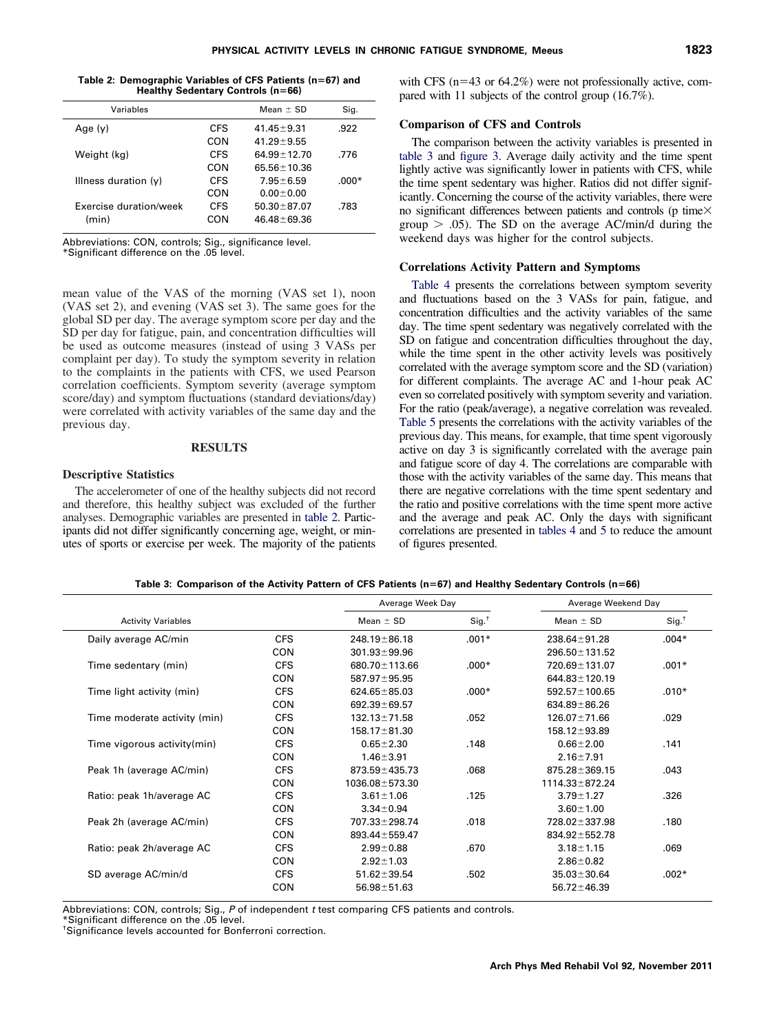**Table 2: Demographic Variables of CFS Patients (n=67) and Healthy Sedentary Controls (n=66)**

| Variables | | Mean ± SD | Sig. |
|---|---|---|---|
| Age (y) | CFS | 41.45±9.31 | .922 |
| | CON | 41.29±9.55 | |
| Weight (kg) | CFS | 64.99±12.70 | .776 |
| | CON | 65.56±10.36 | |
| Illness duration (y) | CFS | 7.95±6.59 | .000* |
| | CON | 0.00±0.00 | |
| Exercise duration/week (min) | CFS | 50.30±87.07 | .783 |
| | CON | 46.48±69.36 | |

Abbreviations: CON, controls; Sig., significance level.
*Significant difference on the .05 level.

mean value of the VAS of the morning (VAS set 1), noon (VAS set 2), and evening (VAS set 3). The same goes for the global SD per day. The average symptom score per day and the SD per day for fatigue, pain, and concentration difficulties will be used as outcome measures (instead of using 3 VASs per complaint per day). To study the symptom severity in relation to the complaints in the patients with CFS, we used Pearson correlation coefficients. Symptom severity (average symptom score/day) and symptom fluctuations (standard deviations/day) were correlated with activity variables of the same day and the previous day.

## RESULTS

### Descriptive Statistics

The accelerometer of one of the healthy subjects did not record and therefore, this healthy subject was excluded of the further analyses. Demographic variables are presented in table 2. Participants did not differ significantly concerning age, weight, or minutes of sports or exercise per week. The majority of the patients with CFS (n=43 or 64.2%) were not professionally active, compared with 11 subjects of the control group (16.7%).

### Comparison of CFS and Controls

The comparison between the activity variables is presented in table 3 and figure 3. Average daily activity and the time spent lightly active was significantly lower in patients with CFS, while the time spent sedentary was higher. Ratios did not differ significantly. Concerning the course of the activity variables, there were no significant differences between patients and controls (p time× group > .05). The SD on the average AC/min/d during the weekend days was higher for the control subjects.

### Correlations Activity Pattern and Symptoms

Table 4 presents the correlations between symptom severity and fluctuations based on the 3 VASs for pain, fatigue, and concentration difficulties and the activity variables of the same day. The time spent sedentary was negatively correlated with the SD on fatigue and concentration difficulties throughout the day, while the time spent in the other activity levels was positively correlated with the average symptom score and the SD (variation) for different complaints. The average AC and 1-hour peak AC even so correlated positively with symptom severity and variation. For the ratio (peak/average), a negative correlation was revealed. Table 5 presents the correlations with the activity variables of the previous day. This means, for example, that time spent vigorously active on day 3 is significantly correlated with the average pain and fatigue score of day 4. The correlations are comparable with those with the activity variables of the same day. This means that there are negative correlations with the time spent sedentary and the ratio and positive correlations with the time spent more active and the average and peak AC. Only the days with significant correlations are presented in tables 4 and 5 to reduce the amount of figures presented.

**Table 3: Comparison of the Activity Pattern of CFS Patients (n=67) and Healthy Sedentary Controls (n=66)**

| | | Average Week Day | | Average Weekend Day | |
|---|---|---|---|---|---|
| Activity Variables | | Mean ± SD | Sig.[†] | Mean ± SD | Sig.[†] |
| Daily average AC/min | CFS | 248.19±86.18 | .001* | 238.64±91.28 | .004* |
| | CON | 301.93±99.96 | | 296.50±131.52 | |
| Time sedentary (min) | CFS | 680.70±113.66 | .000* | 720.69±131.07 | .001* |
| | CON | 587.97±95.95 | | 644.83±120.19 | |
| Time light activity (min) | CFS | 624.65±85.03 | .000* | 592.57±100.65 | .010* |
| | CON | 692.39±69.57 | | 634.89±86.26 | |
| Time moderate activity (min) | CFS | 132.13±71.58 | .052 | 126.07±71.66 | .029 |
| | CON | 158.17±81.30 | | 158.12±93.89 | |
| Time vigorous activity(min) | CFS | 0.65±2.30 | .148 | 0.66±2.00 | .141 |
| | CON | 1.46±3.91 | | 2.16±7.91 | |
| Peak 1h (average AC/min) | CFS | 873.59±435.73 | .068 | 875.28±369.15 | .043 |
| | CON | 1036.08±573.30 | | 1114.33±872.24 | |
| Ratio: peak 1h/average AC | CFS | 3.61±1.06 | .125 | 3.79±1.27 | .326 |
| | CON | 3.34±0.94 | | 3.60±1.00 | |
| Peak 2h (average AC/min) | CFS | 707.33±298.74 | .018 | 728.02±337.98 | .180 |
| | CON | 893.44±559.47 | | 834.92±552.78 | |
| Ratio: peak 2h/average AC | CFS | 2.99±0.88 | .670 | 3.18±1.15 | .069 |
| | CON | 2.92±1.03 | | 2.86±0.82 | |
| SD average AC/min/d | CFS | 51.62±39.54 | .502 | 35.03±30.64 | .002* |
| | CON | 56.98±51.63 | | 56.72±46.39 | |

Abbreviations: CON, controls; Sig., *P* of independent *t* test comparing CFS patients and controls.
*Significant difference on the .05 level.
[†]Significance levels accounted for Bonferroni correction.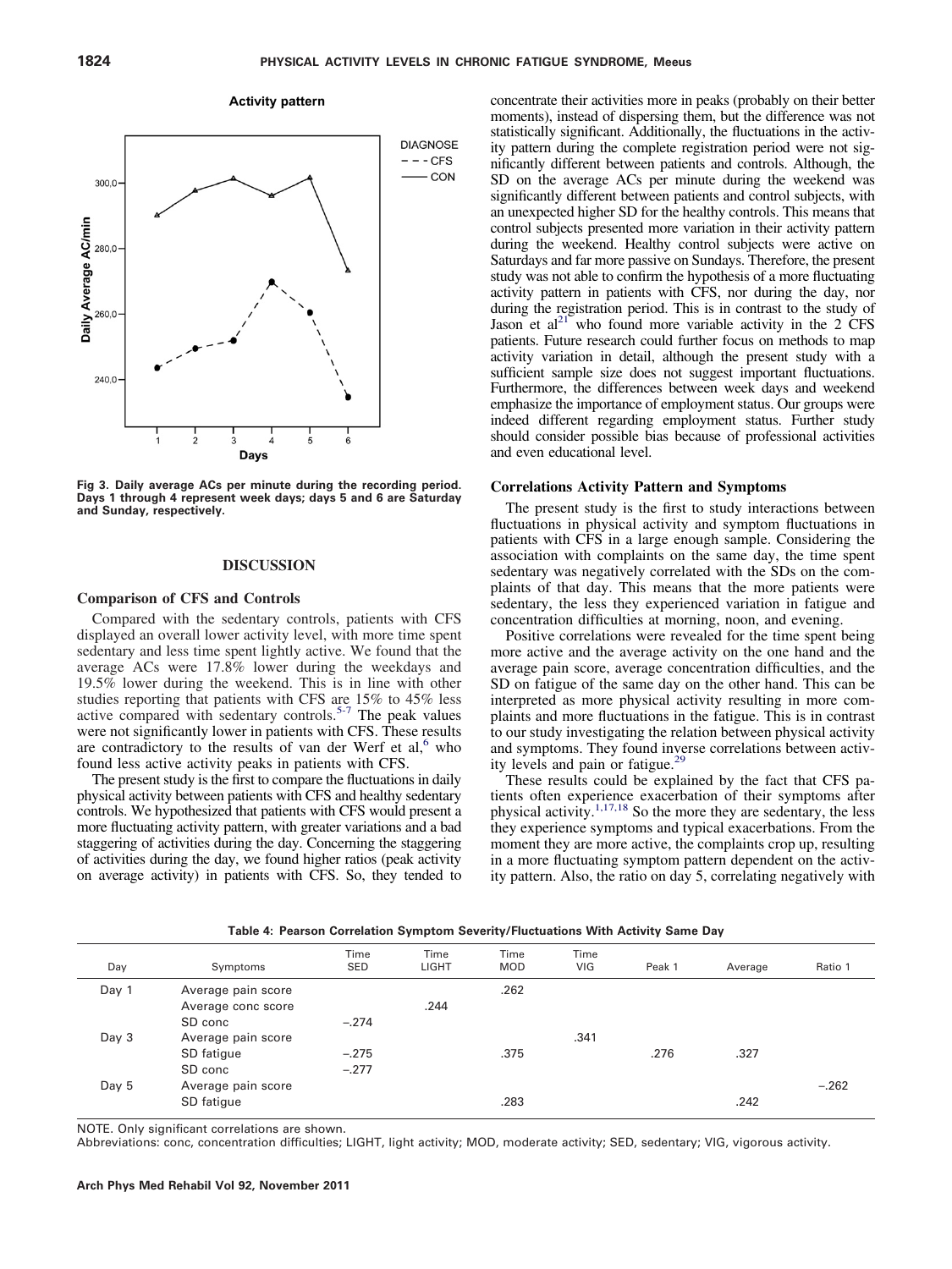Activity pattern

DIAGNOSE
CFS
CON

300,0
280,0
260,0
240,0

Daily Average AC/min

1 2 3 4 5 6

Days

**Fig 3. Daily average ACs per minute during the recording period. Days 1 through 4 represent week days; days 5 and 6 are Saturday and Sunday, respectively.**

## DISCUSSION

### Comparison of CFS and Controls

Compared with the sedentary controls, patients with CFS displayed an overall lower activity level, with more time spent sedentary and less time spent lightly active. We found that the average ACs were 17.8% lower during the weekdays and 19.5% lower during the weekend. This is in line with other studies reporting that patients with CFS are 15% to 45% less active compared with sedentary controls.[5-7] The peak values were not significantly lower in patients with CFS. These results are contradictory to the results of van der Werf et al,[6] who found less active activity peaks in patients with CFS.

The present study is the first to compare the fluctuations in daily physical activity between patients with CFS and healthy sedentary controls. We hypothesized that patients with CFS would present a more fluctuating activity pattern, with greater variations and a bad staggering of activities during the day. Concerning the staggering of activities during the day, we found higher ratios (peak activity on average activity) in patients with CFS. So, they tended to concentrate their activities more in peaks (probably on their better moments), instead of dispersing them, but the difference was not statistically significant. Additionally, the fluctuations in the activity pattern during the complete registration period were not significantly different between patients and controls. Although, the SD on the average ACs per minute during the weekend was significantly different between patients and control subjects, with an unexpected higher SD for the healthy controls. This means that control subjects presented more variation in their activity pattern during the weekend. Healthy control subjects were active on Saturdays and far more passive on Sundays. Therefore, the present study was not able to confirm the hypothesis of a more fluctuating activity pattern in patients with CFS, nor during the day, nor during the registration period. This is in contrast to the study of Jason et al[21] who found more variable activity in the 2 CFS patients. Future research could further focus on methods to map activity variation in detail, although the present study with a sufficient sample size does not suggest important fluctuations. Furthermore, the differences between week days and weekend emphasize the importance of employment status. Our groups were indeed different regarding employment status. Further study should consider possible bias because of professional activities and even educational level.

### Correlations Activity Pattern and Symptoms

The present study is the first to study interactions between fluctuations in physical activity and symptom fluctuations in patients with CFS in a large enough sample. Considering the association with complaints on the same day, the time spent sedentary was negatively correlated with the SDs on the complaints of that day. This means that the more patients were sedentary, the less they experienced variation in fatigue and concentration difficulties at morning, noon, and evening.

Positive correlations were revealed for the time spent being more active and the average activity on the one hand and the average pain score, average concentration difficulties, and the SD on fatigue of the same day on the other hand. This can be interpreted as more physical activity resulting in more complaints and more fluctuations in the fatigue. This is in contrast to our study investigating the relation between physical activity and symptoms. They found inverse correlations between activity levels and pain or fatigue.[29]

These results could be explained by the fact that CFS patients often experience exacerbation of their symptoms after physical activity.[1,17,18] So the more they are sedentary, the less they experience symptoms and typical exacerbations. From the moment they are more active, the complaints crop up, resulting in a more fluctuating symptom pattern dependent on the activity pattern. Also, the ratio on day 5, correlating negatively with

**Table 4: Pearson Correlation Symptom Severity/Fluctuations With Activity Same Day**

| Day | Symptoms | Time SED | Time LIGHT | Time MOD | Time VIG | Peak 1 | Average | Ratio 1 |
|---|---|---|---|---|---|---|---|---|
| Day 1 | Average pain score | | | .262 | | | | |
| | Average conc score | | .244 | | | | | |
| | SD conc | −.274 | | | | | | |
| Day 3 | Average pain score | | | | .341 | | | |
| | SD fatigue | −.275 | | .375 | | .276 | .327 | |
| | SD conc | −.277 | | | | | | |
| Day 5 | Average pain score | | | | | | | −.262 |
| | SD fatigue | | | .283 | | | .242 | |

NOTE. Only significant correlations are shown.
Abbreviations: conc, concentration difficulties; LIGHT, light activity; MOD, moderate activity; SED, sedentary; VIG, vigorous activity.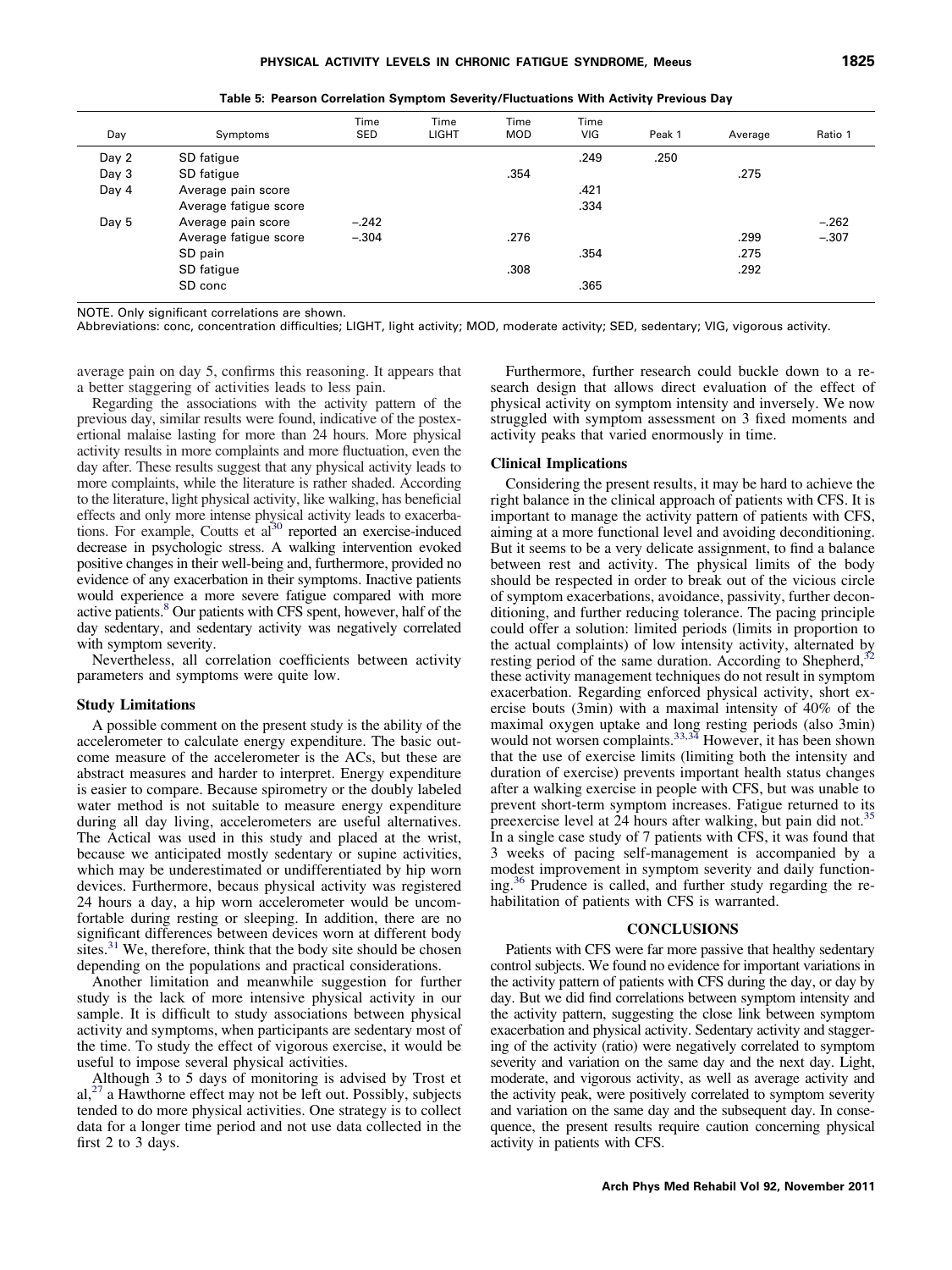**Table 5: Pearson Correlation Symptom Severity/Fluctuations With Activity Previous Day**

| Day | Symptoms | Time SED | Time LIGHT | Time MOD | Time VIG | Peak 1 | Average | Ratio 1 |
|---|---|---|---|---|---|---|---|---|
| Day 2 | SD fatigue | | | | .249 | .250 | | |
| Day 3 | SD fatigue | | | .354 | | | .275 | |
| Day 4 | Average pain score | | | | .421 | | | |
| | Average fatigue score | | | | .334 | | | |
| Day 5 | Average pain score | –.242 | | | | | | –.262 |
| | Average fatigue score | –.304 | | .276 | | | .299 | –.307 |
| | SD pain | | | | .354 | | .275 | |
| | SD fatigue | | | .308 | | | .292 | |
| | SD conc | | | | .365 | | | |

NOTE. Only significant correlations are shown.
Abbreviations: conc, concentration difficulties; LIGHT, light activity; MOD, moderate activity; SED, sedentary; VIG, vigorous activity.

average pain on day 5, confirms this reasoning. It appears that a better staggering of activities leads to less pain.

Regarding the associations with the activity pattern of the previous day, similar results were found, indicative of the postexertional malaise lasting for more than 24 hours. More physical activity results in more complaints and more fluctuation, even the day after. These results suggest that any physical activity leads to more complaints, while the literature is rather shaded. According to the literature, light physical activity, like walking, has beneficial effects and only more intense physical activity leads to exacerbations. For example, Coutts et al[30] reported an exercise-induced decrease in psychologic stress. A walking intervention evoked positive changes in their well-being and, furthermore, provided no evidence of any exacerbation in their symptoms. Inactive patients would experience a more severe fatigue compared with more active patients.[8] Our patients with CFS spent, however, half of the day sedentary, and sedentary activity was negatively correlated with symptom severity.

Nevertheless, all correlation coefficients between activity parameters and symptoms were quite low.

### Study Limitations

A possible comment on the present study is the ability of the accelerometer to calculate energy expenditure. The basic outcome measure of the accelerometer is the ACs, but these are abstract measures and harder to interpret. Energy expenditure is easier to compare. Because spirometry or the doubly labeled water method is not suitable to measure energy expenditure during all day living, accelerometers are useful alternatives. The Actical was used in this study and placed at the wrist, because we anticipated mostly sedentary or supine activities, which may be underestimated or undifferentiated by hip worn devices. Furthermore, becaus physical activity was registered 24 hours a day, a hip worn accelerometer would be uncomfortable during resting or sleeping. In addition, there are no significant differences between devices worn at different body sites.[31] We, therefore, think that the body site should be chosen depending on the populations and practical considerations.

Another limitation and meanwhile suggestion for further study is the lack of more intensive physical activity in our sample. It is difficult to study associations between physical activity and symptoms, when participants are sedentary most of the time. To study the effect of vigorous exercise, it would be useful to impose several physical activities.

Although 3 to 5 days of monitoring is advised by Trost et al,[27] a Hawthorne effect may not be left out. Possibly, subjects tended to do more physical activities. One strategy is to collect data for a longer time period and not use data collected in the first 2 to 3 days.

Furthermore, further research could buckle down to a research design that allows direct evaluation of the effect of physical activity on symptom intensity and inversely. We now struggled with symptom assessment on 3 fixed moments and activity peaks that varied enormously in time.

### Clinical Implications

Considering the present results, it may be hard to achieve the right balance in the clinical approach of patients with CFS. It is important to manage the activity pattern of patients with CFS, aiming at a more functional level and avoiding deconditioning. But it seems to be a very delicate assignment, to find a balance between rest and activity. The physical limits of the body should be respected in order to break out of the vicious circle of symptom exacerbations, avoidance, passivity, further deconditioning, and further reducing tolerance. The pacing principle could offer a solution: limited periods (limits in proportion to the actual complaints) of low intensity activity, alternated by resting period of the same duration. According to Shepherd,[32] these activity management techniques do not result in symptom exacerbation. Regarding enforced physical activity, short exercise bouts (3min) with a maximal intensity of 40% of the maximal oxygen uptake and long resting periods (also 3min) would not worsen complaints.[33,34] However, it has been shown that the use of exercise limits (limiting both the intensity and duration of exercise) prevents important health status changes after a walking exercise in people with CFS, but was unable to prevent short-term symptom increases. Fatigue returned to its preexercise level at 24 hours after walking, but pain did not.[35] In a single case study of 7 patients with CFS, it was found that 3 weeks of pacing self-management is accompanied by a modest improvement in symptom severity and daily functioning.[36] Prudence is called, and further study regarding the rehabilitation of patients with CFS is warranted.

## CONCLUSIONS

Patients with CFS were far more passive that healthy sedentary control subjects. We found no evidence for important variations in the activity pattern of patients with CFS during the day, or day by day. But we did find correlations between symptom intensity and the activity pattern, suggesting the close link between symptom exacerbation and physical activity. Sedentary activity and staggering of the activity (ratio) were negatively correlated to symptom severity and variation on the same day and the next day. Light, moderate, and vigorous activity, as well as average activity and the activity peak, were positively correlated to symptom severity and variation on the same day and the subsequent day. In consequence, the present results require caution concerning physical activity in patients with CFS.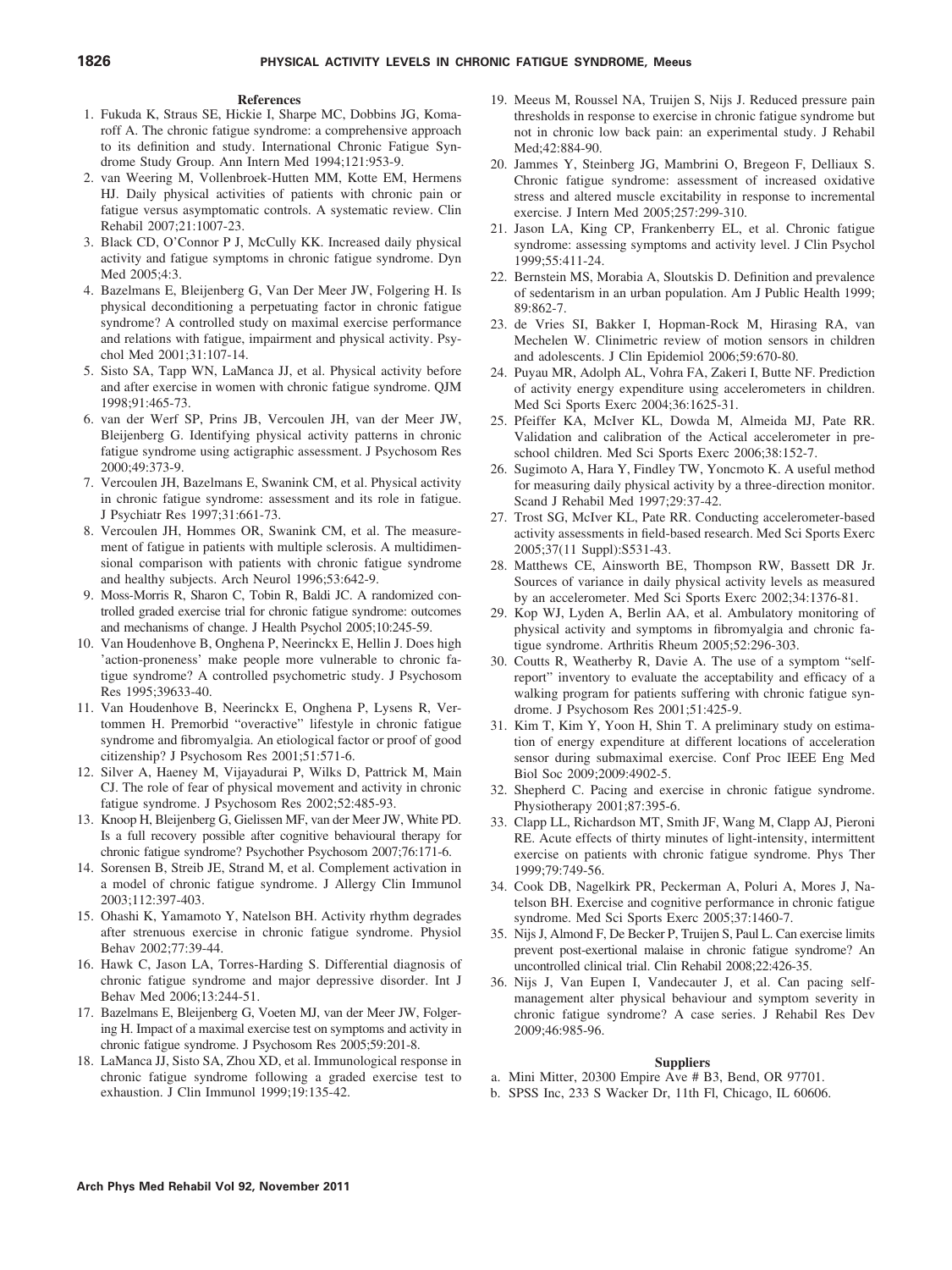## References

1. Fukuda K, Straus SE, Hickie I, Sharpe MC, Dobbins JG, Komaroff A. The chronic fatigue syndrome: a comprehensive approach to its definition and study. International Chronic Fatigue Syndrome Study Group. Ann Intern Med 1994;121:953-9.
2. van Weering M, Vollenbroek-Hutten MM, Kotte EM, Hermens HJ. Daily physical activities of patients with chronic pain or fatigue versus asymptomatic controls. A systematic review. Clin Rehabil 2007;21:1007-23.
3. Black CD, O'Connor P J, McCully KK. Increased daily physical activity and fatigue symptoms in chronic fatigue syndrome. Dyn Med 2005;4:3.
4. Bazelmans E, Bleijenberg G, Van Der Meer JW, Folgering H. Is physical deconditioning a perpetuating factor in chronic fatigue syndrome? A controlled study on maximal exercise performance and relations with fatigue, impairment and physical activity. Psychol Med 2001;31:107-14.
5. Sisto SA, Tapp WN, LaManca JJ, et al. Physical activity before and after exercise in women with chronic fatigue syndrome. QJM 1998;91:465-73.
6. van der Werf SP, Prins JB, Vercoulen JH, van der Meer JW, Bleijenberg G. Identifying physical activity patterns in chronic fatigue syndrome using actigraphic assessment. J Psychosom Res 2000;49:373-9.
7. Vercoulen JH, Bazelmans E, Swanink CM, et al. Physical activity in chronic fatigue syndrome: assessment and its role in fatigue. J Psychiatr Res 1997;31:661-73.
8. Vercoulen JH, Hommes OR, Swanink CM, et al. The measurement of fatigue in patients with multiple sclerosis. A multidimensional comparison with patients with chronic fatigue syndrome and healthy subjects. Arch Neurol 1996;53:642-9.
9. Moss-Morris R, Sharon C, Tobin R, Baldi JC. A randomized controlled graded exercise trial for chronic fatigue syndrome: outcomes and mechanisms of change. J Health Psychol 2005;10:245-59.
10. Van Houdenhove B, Onghena P, Neerinckx E, Hellin J. Does high 'action-proneness' make people more vulnerable to chronic fatigue syndrome? A controlled psychometric study. J Psychosom Res 1995;39633-40.
11. Van Houdenhove B, Neerinckx E, Onghena P, Lysens R, Vertommen H. Premorbid "overactive" lifestyle in chronic fatigue syndrome and fibromyalgia. An etiological factor or proof of good citizenship? J Psychosom Res 2001;51:571-6.
12. Silver A, Haeney M, Vijayadurai P, Wilks D, Pattrick M, Main CJ. The role of fear of physical movement and activity in chronic fatigue syndrome. J Psychosom Res 2002;52:485-93.
13. Knoop H, Bleijenberg G, Gielissen MF, van der Meer JW, White PD. Is a full recovery possible after cognitive behavioural therapy for chronic fatigue syndrome? Psychother Psychosom 2007;76:171-6.
14. Sorensen B, Streib JE, Strand M, et al. Complement activation in a model of chronic fatigue syndrome. J Allergy Clin Immunol 2003;112:397-403.
15. Ohashi K, Yamamoto Y, Natelson BH. Activity rhythm degrades after strenuous exercise in chronic fatigue syndrome. Physiol Behav 2002;77:39-44.
16. Hawk C, Jason LA, Torres-Harding S. Differential diagnosis of chronic fatigue syndrome and major depressive disorder. Int J Behav Med 2006;13:244-51.
17. Bazelmans E, Bleijenberg G, Voeten MJ, van der Meer JW, Folgering H. Impact of a maximal exercise test on symptoms and activity in chronic fatigue syndrome. J Psychosom Res 2005;59:201-8.
18. LaManca JJ, Sisto SA, Zhou XD, et al. Immunological response in chronic fatigue syndrome following a graded exercise test to exhaustion. J Clin Immunol 1999;19:135-42.
19. Meeus M, Roussel NA, Truijen S, Nijs J. Reduced pressure pain thresholds in response to exercise in chronic fatigue syndrome but not in chronic low back pain: an experimental study. J Rehabil Med;42:884-90.
20. Jammes Y, Steinberg JG, Mambrini O, Bregeon F, Delliaux S. Chronic fatigue syndrome: assessment of increased oxidative stress and altered muscle excitability in response to incremental exercise. J Intern Med 2005;257:299-310.
21. Jason LA, King CP, Frankenberry EL, et al. Chronic fatigue syndrome: assessing symptoms and activity level. J Clin Psychol 1999;55:411-24.
22. Bernstein MS, Morabia A, Sloutskis D. Definition and prevalence of sedentarism in an urban population. Am J Public Health 1999; 89:862-7.
23. de Vries SI, Bakker I, Hopman-Rock M, Hirasing RA, van Mechelen W. Clinimetric review of motion sensors in children and adolescents. J Clin Epidemiol 2006;59:670-80.
24. Puyau MR, Adolph AL, Vohra FA, Zakeri I, Butte NF. Prediction of activity energy expenditure using accelerometers in children. Med Sci Sports Exerc 2004;36:1625-31.
25. Pfeiffer KA, McIver KL, Dowda M, Almeida MJ, Pate RR. Validation and calibration of the Actical accelerometer in preschool children. Med Sci Sports Exerc 2006;38:152-7.
26. Sugimoto A, Hara Y, Findley TW, Yoncmoto K. A useful method for measuring daily physical activity by a three-direction monitor. Scand J Rehabil Med 1997;29:37-42.
27. Trost SG, McIver KL, Pate RR. Conducting accelerometer-based activity assessments in field-based research. Med Sci Sports Exerc 2005;37(11 Suppl):S531-43.
28. Matthews CE, Ainsworth BE, Thompson RW, Bassett DR Jr. Sources of variance in daily physical activity levels as measured by an accelerometer. Med Sci Sports Exerc 2002;34:1376-81.
29. Kop WJ, Lyden A, Berlin AA, et al. Ambulatory monitoring of physical activity and symptoms in fibromyalgia and chronic fatigue syndrome. Arthritis Rheum 2005;52:296-303.
30. Coutts R, Weatherby R, Davie A. The use of a symptom "self-report" inventory to evaluate the acceptability and efficacy of a walking program for patients suffering with chronic fatigue syndrome. J Psychosom Res 2001;51:425-9.
31. Kim T, Kim Y, Yoon H, Shin T. A preliminary study on estimation of energy expenditure at different locations of acceleration sensor during submaximal exercise. Conf Proc IEEE Eng Med Biol Soc 2009;2009:4902-5.
32. Shepherd C. Pacing and exercise in chronic fatigue syndrome. Physiotherapy 2001;87:395-6.
33. Clapp LL, Richardson MT, Smith JF, Wang M, Clapp AJ, Pieroni RE. Acute effects of thirty minutes of light-intensity, intermittent exercise on patients with chronic fatigue syndrome. Phys Ther 1999;79:749-56.
34. Cook DB, Nagelkirk PR, Peckerman A, Poluri A, Mores J, Natelson BH. Exercise and cognitive performance in chronic fatigue syndrome. Med Sci Sports Exerc 2005;37:1460-7.
35. Nijs J, Almond F, De Becker P, Truijen S, Paul L. Can exercise limits prevent post-exertional malaise in chronic fatigue syndrome? An uncontrolled clinical trial. Clin Rehabil 2008;22:426-35.
36. Nijs J, Van Eupen I, Vandecauter J, et al. Can pacing self-management alter physical behaviour and symptom severity in chronic fatigue syndrome? A case series. J Rehabil Res Dev 2009;46:985-96.

## Suppliers

a. Mini Mitter, 20300 Empire Ave # B3, Bend, OR 97701.
b. SPSS Inc, 233 S Wacker Dr, 11th Fl, Chicago, IL 60606.